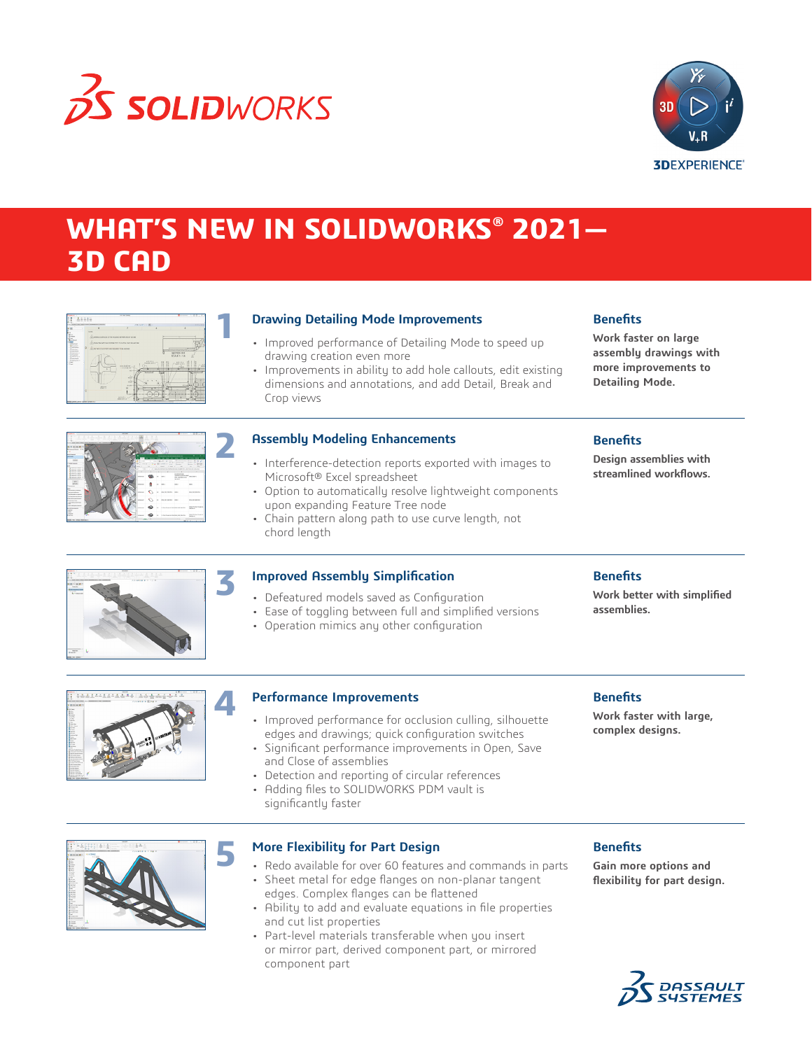# WHAT'S NEW IN SOLIDWORKS® 2021— 3D CAD

## 1 Drawing Detailing Mode Improvements

- Improved performance of Detailing Mode to speed up drawing creation even more
- Improvements in ability to add hole callouts, edit existing dimensions and annotations, and add Detail, Break and Crop views

**Benefits**

**Work faster on large assembly drawings with more improvements to Detailing Mode.**

## 2 Assembly Modeling Enhancements

- Interference-detection reports exported with images to Microsoft® Excel spreadsheet
- Option to automatically resolve lightweight components upon expanding Feature Tree node
- Chain pattern along path to use curve length, not chord length

**Benefits**

**Design assemblies with streamlined workflows.**

## 3 Improved Assembly Simplification

- Defeatured models saved as Configuration
- Ease of toggling between full and simplified versions
- Operation mimics any other configuration

**Benefits**

**Work better with simplified assemblies.**

## 4 Performance Improvements

- Improved performance for occlusion culling, silhouette edges and drawings; quick configuration switches
- Significant performance improvements in Open, Save and Close of assemblies
- Detection and reporting of circular references
- Adding files to SOLIDWORKS PDM vault is significantly faster

**Benefits**

**Work faster with large, complex designs.**

## 5 More Flexibility for Part Design

- Redo available for over 60 features and commands in parts
- Sheet metal for edge flanges on non-planar tangent edges. Complex flanges can be flattened
- Ability to add and evaluate equations in file properties and cut list properties
- Part-level materials transferable when you insert or mirror part, derived component part, or mirrored component part

**Benefits**

**Gain more options and flexibility for part design.**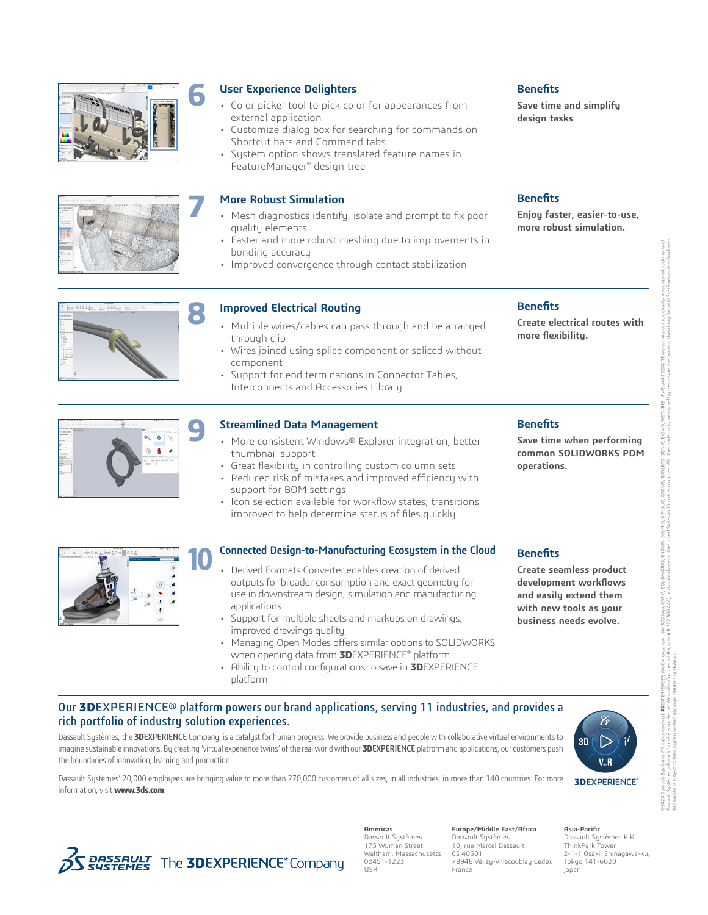## 6 User Experience Delighters

- Color picker tool to pick color for appearances from external application
- Customize dialog box for searching for commands on Shortcut bars and Command tabs
- System option shows translated feature names in FeatureManager® design tree

**Benefits**

**Save time and simplify design tasks**

## 7 More Robust Simulation

- Mesh diagnostics identify, isolate and prompt to fix poor quality elements
- Faster and more robust meshing due to improvements in bonding accuracy
- Improved convergence through contact stabilization

**Benefits**

**Enjoy faster, easier-to-use, more robust simulation.**

## 8 Improved Electrical Routing

- Multiple wires/cables can pass through and be arranged through clip
- Wires joined using splice component or spliced without component
- Support for end terminations in Connector Tables, Interconnects and Accessories Library

**Benefits**

**Create electrical routes with more flexibility.**

## 9 Streamlined Data Management

- More consistent Windows® Explorer integration, better thumbnail support
- Great flexibility in controlling custom column sets
- Reduced risk of mistakes and improved efficiency with support for BOM settings
- Icon selection available for workflow states; transitions improved to help determine status of files quickly

**Benefits**

**Save time when performing common SOLIDWORKS PDM operations.**

## 10 Connected Design-to-Manufacturing Ecosystem in the Cloud

- Derived Formats Converter enables creation of derived outputs for broader consumption and exact geometry for use in downstream design, simulation and manufacturing applications
- Support for multiple sheets and markups on drawings, improved drawings quality
- Managing Open Modes offers similar options to SOLIDWORKS when opening data from **3D**EXPERIENCE® platform
- Ability to control configurations to save in **3D**EXPERIENCE platform

**Benefits**

**Create seamless product development workflows and easily extend them with new tools as your business needs evolve.**

## Our **3D**EXPERIENCE® platform powers our brand applications, serving 11 industries, and provides a rich portfolio of industry solution experiences.

Dassault Systèmes, the **3D**EXPERIENCE Company, is a catalyst for human progress. We provide business and people with collaborative virtual environments to imagine sustainable innovations. By creating 'virtual experience twins' of the real world with our **3D**EXPERIENCE platform and applications, our customers push the boundaries of innovation, learning and production.

Dassault Systèmes' 20,000 employees are bringing value to more than 270,000 customers of all sizes, in all industries, in more than 140 countries. For more information, visit **www.3ds.com**.

**3D**EXPERIENCE®

DASSAULT SYSTEMES | The **3D**EXPERIENCE® Company

**Americas**
Dassault Systèmes
175 Wyman Street
Waltham, Massachusetts
02451-1223
USA

**Europe/Middle East/Africa**
Dassault Systèmes
10, rue Marcel Dassault
CS 40501
78946 Vélizy-Villacoublay Cedex
France

**Asia-Pacific**
Dassault Systèmes K.K.
ThinkPark Tower
2-1-1 Osaki, Shinagawa-ku,
Tokyo 141-6020
Japan

©2020 Dassault Systèmes. All rights reserved. **3D**EXPERIENCE®, the Compass icon, the 3DS logo, CATIA, SOLIDWORKS, ENOVIA, DELMIA, SIMULIA, GEOVIA, EXALEAD, 3D VIA, BIOVIA, NETVIBES, IFWE and 3DEXCITE are commercial trademarks or registered trademarks of Dassault Systèmes, a French "société européenne" (Versailles Commercial Register # B 322 306 440), or its subsidiaries in the United States and/or other countries. All other trademarks are owned by their respective owners. Use of any Dassault Systèmes or its subsidiaries trademarks is subject to their express written approval. MKBRTCSENG0720